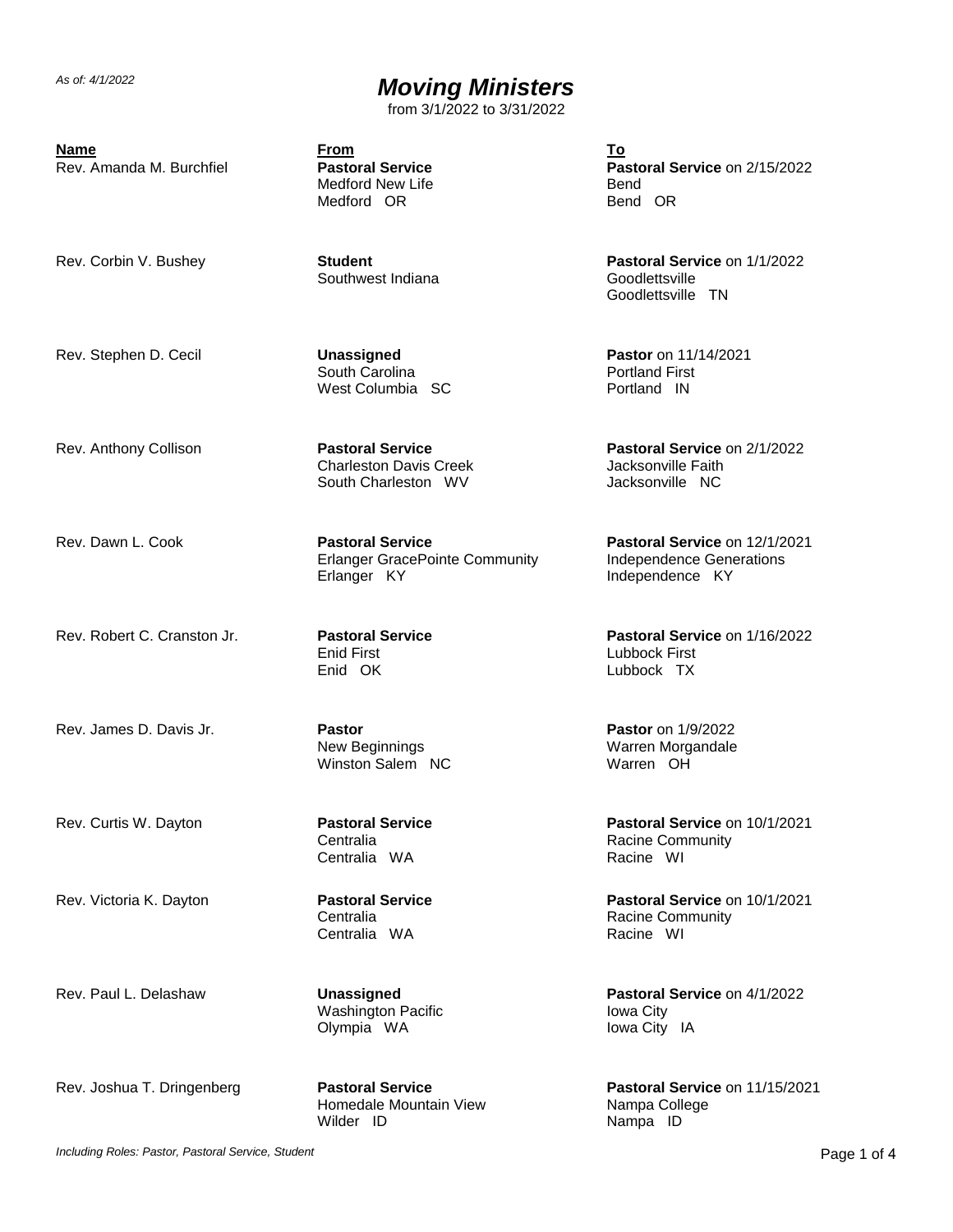*As of: 4/1/2022*

# *Moving Ministers*

from 3/1/2022 to 3/31/2022

| Name | From | To |
|---|---|---|
| Rev. Amanda M. Burchfiel | **Pastoral Service**<br>Medford New Life<br>Medford OR | **Pastoral Service** on 2/15/2022<br>Bend<br>Bend OR |
| Rev. Corbin V. Bushey | **Student**<br>Southwest Indiana | **Pastoral Service** on 1/1/2022<br>Goodlettsville<br>Goodlettsville TN |
| Rev. Stephen D. Cecil | **Unassigned**<br>South Carolina<br>West Columbia SC | **Pastor** on 11/14/2021<br>Portland First<br>Portland IN |
| Rev. Anthony Collison | **Pastoral Service**<br>Charleston Davis Creek<br>South Charleston WV | **Pastoral Service** on 2/1/2022<br>Jacksonville Faith<br>Jacksonville NC |
| Rev. Dawn L. Cook | **Pastoral Service**<br>Erlanger GracePointe Community<br>Erlanger KY | **Pastoral Service** on 12/1/2021<br>Independence Generations<br>Independence KY |
| Rev. Robert C. Cranston Jr. | **Pastoral Service**<br>Enid First<br>Enid OK | **Pastoral Service** on 1/16/2022<br>Lubbock First<br>Lubbock TX |
| Rev. James D. Davis Jr. | **Pastor**<br>New Beginnings<br>Winston Salem NC | **Pastor** on 1/9/2022<br>Warren Morgandale<br>Warren OH |
| Rev. Curtis W. Dayton | **Pastoral Service**<br>Centralia<br>Centralia WA | **Pastoral Service** on 10/1/2021<br>Racine Community<br>Racine WI |
| Rev. Victoria K. Dayton | **Pastoral Service**<br>Centralia<br>Centralia WA | **Pastoral Service** on 10/1/2021<br>Racine Community<br>Racine WI |
| Rev. Paul L. Delashaw | **Unassigned**<br>Washington Pacific<br>Olympia WA | **Pastoral Service** on 4/1/2022<br>Iowa City<br>Iowa City IA |
| Rev. Joshua T. Dringenberg | **Pastoral Service**<br>Homedale Mountain View<br>Wilder ID | **Pastoral Service** on 11/15/2021<br>Nampa College<br>Nampa ID |

*Including Roles: Pastor, Pastoral Service, Student*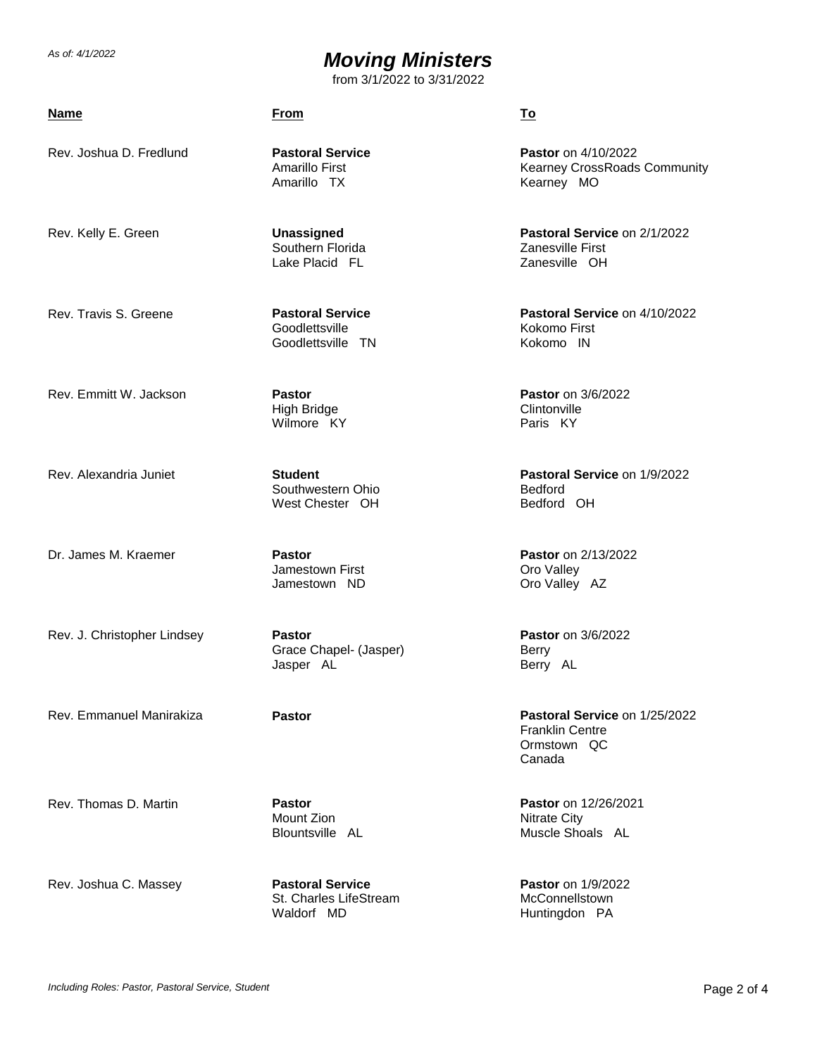*As of: 4/1/2022*

# *Moving Ministers*

from 3/1/2022 to 3/31/2022

| Name | From | To |
|---|---|---|
| Rev. Joshua D. Fredlund | **Pastoral Service**<br>Amarillo First<br>Amarillo TX | **Pastor** on 4/10/2022<br>Kearney CrossRoads Community<br>Kearney MO |
| Rev. Kelly E. Green | **Unassigned**<br>Southern Florida<br>Lake Placid FL | **Pastoral Service** on 2/1/2022<br>Zanesville First<br>Zanesville OH |
| Rev. Travis S. Greene | **Pastoral Service**<br>Goodlettsville<br>Goodlettsville TN | **Pastoral Service** on 4/10/2022<br>Kokomo First<br>Kokomo IN |
| Rev. Emmitt W. Jackson | **Pastor**<br>High Bridge<br>Wilmore KY | **Pastor** on 3/6/2022<br>Clintonville<br>Paris KY |
| Rev. Alexandria Juniet | **Student**<br>Southwestern Ohio<br>West Chester OH | **Pastoral Service** on 1/9/2022<br>Bedford<br>Bedford OH |
| Dr. James M. Kraemer | **Pastor**<br>Jamestown First<br>Jamestown ND | **Pastor** on 2/13/2022<br>Oro Valley<br>Oro Valley AZ |
| Rev. J. Christopher Lindsey | **Pastor**<br>Grace Chapel- (Jasper)<br>Jasper AL | **Pastor** on 3/6/2022<br>Berry<br>Berry AL |
| Rev. Emmanuel Manirakiza | **Pastor** | **Pastoral Service** on 1/25/2022<br>Franklin Centre<br>Ormstown QC<br>Canada |
| Rev. Thomas D. Martin | **Pastor**<br>Mount Zion<br>Blountsville AL | **Pastor** on 12/26/2021<br>Nitrate City<br>Muscle Shoals AL |
| Rev. Joshua C. Massey | **Pastoral Service**<br>St. Charles LifeStream<br>Waldorf MD | **Pastor** on 1/9/2022<br>McConnellstown<br>Huntingdon PA |

*Including Roles: Pastor, Pastoral Service, Student*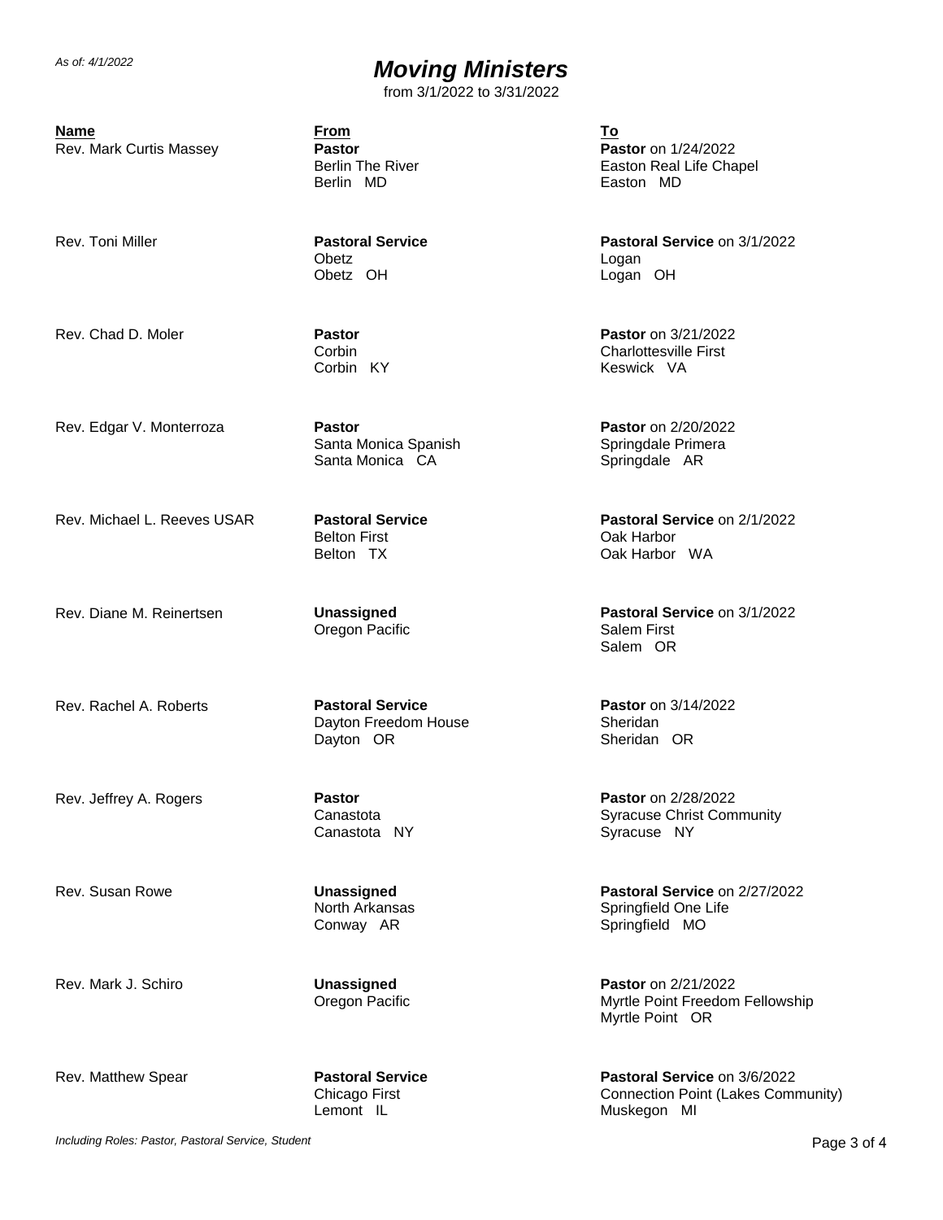*As of: 4/1/2022*

# *Moving Ministers*

from 3/1/2022 to 3/31/2022

| Name | From | To |
|---|---|---|
| Rev. Mark Curtis Massey | **Pastor**<br>Berlin The River<br>Berlin MD | **Pastor** on 1/24/2022<br>Easton Real Life Chapel<br>Easton MD |
| Rev. Toni Miller | **Pastoral Service**<br>Obetz<br>Obetz OH | **Pastoral Service** on 3/1/2022<br>Logan<br>Logan OH |
| Rev. Chad D. Moler | **Pastor**<br>Corbin<br>Corbin KY | **Pastor** on 3/21/2022<br>Charlottesville First<br>Keswick VA |
| Rev. Edgar V. Monterroza | **Pastor**<br>Santa Monica Spanish<br>Santa Monica CA | **Pastor** on 2/20/2022<br>Springdale Primera<br>Springdale AR |
| Rev. Michael L. Reeves USAR | **Pastoral Service**<br>Belton First<br>Belton TX | **Pastoral Service** on 2/1/2022<br>Oak Harbor<br>Oak Harbor WA |
| Rev. Diane M. Reinertsen | **Unassigned**<br>Oregon Pacific | **Pastoral Service** on 3/1/2022<br>Salem First<br>Salem OR |
| Rev. Rachel A. Roberts | **Pastoral Service**<br>Dayton Freedom House<br>Dayton OR | **Pastor** on 3/14/2022<br>Sheridan<br>Sheridan OR |
| Rev. Jeffrey A. Rogers | **Pastor**<br>Canastota<br>Canastota NY | **Pastor** on 2/28/2022<br>Syracuse Christ Community<br>Syracuse NY |
| Rev. Susan Rowe | **Unassigned**<br>North Arkansas<br>Conway AR | **Pastoral Service** on 2/27/2022<br>Springfield One Life<br>Springfield MO |
| Rev. Mark J. Schiro | **Unassigned**<br>Oregon Pacific | **Pastor** on 2/21/2022<br>Myrtle Point Freedom Fellowship<br>Myrtle Point OR |
| Rev. Matthew Spear | **Pastoral Service**<br>Chicago First<br>Lemont IL | **Pastoral Service** on 3/6/2022<br>Connection Point (Lakes Community)<br>Muskegon MI |

*Including Roles: Pastor, Pastoral Service, Student*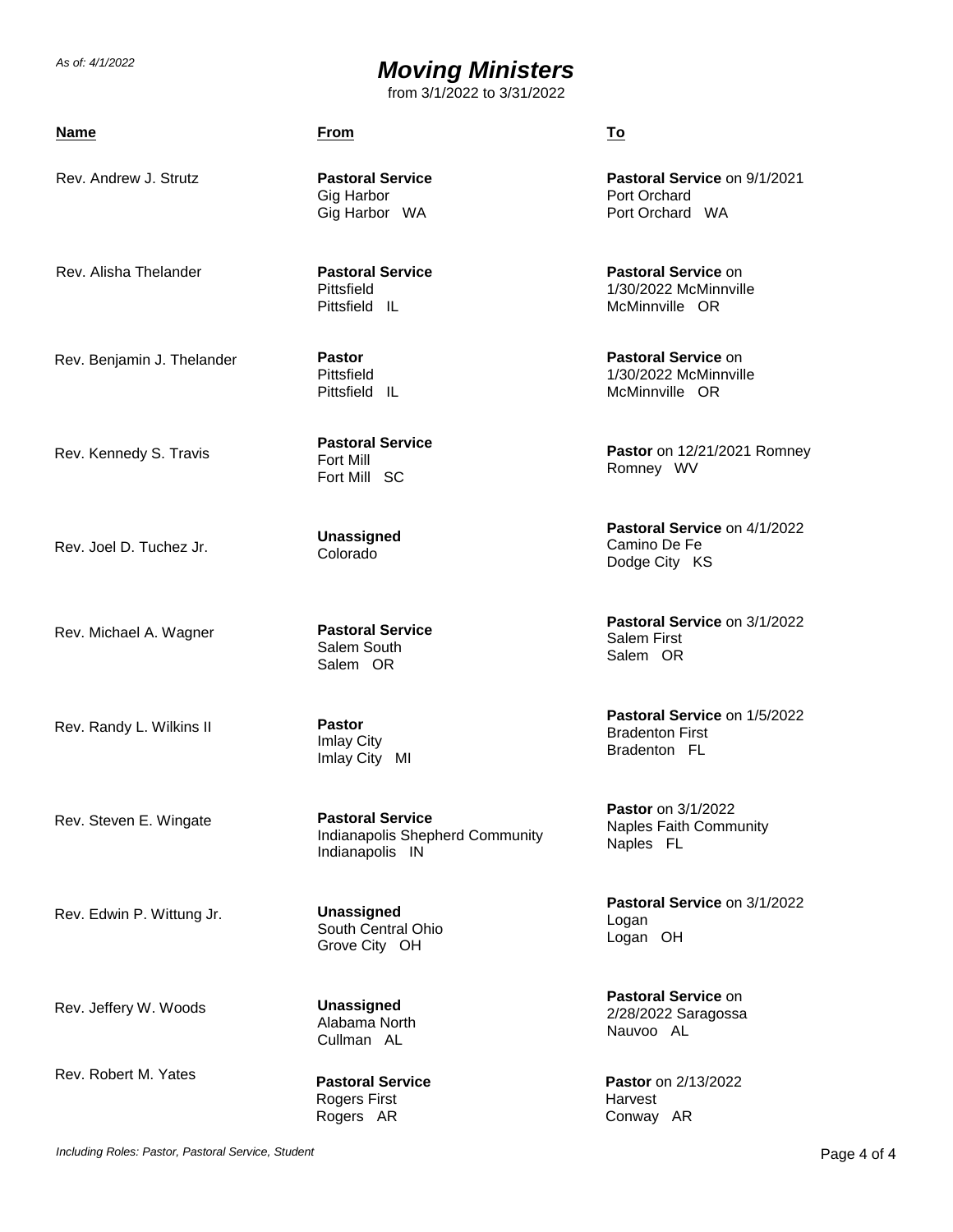*As of: 4/1/2022*

# *Moving Ministers*

from 3/1/2022 to 3/31/2022

| Name | From | To |
|---|---|---|
| Rev. Andrew J. Strutz | **Pastoral Service** Gig Harbor Gig Harbor WA | **Pastoral Service** on 9/1/2021 Port Orchard Port Orchard WA |
| Rev. Alisha Thelander | **Pastoral Service** Pittsfield Pittsfield IL | **Pastoral Service** on 1/30/2022 McMinnville McMinnville OR |
| Rev. Benjamin J. Thelander | **Pastor** Pittsfield Pittsfield IL | **Pastoral Service** on 1/30/2022 McMinnville McMinnville OR |
| Rev. Kennedy S. Travis | **Pastoral Service** Fort Mill Fort Mill SC | **Pastor** on 12/21/2021 Romney Romney WV |
| Rev. Joel D. Tuchez Jr. | **Unassigned** Colorado | **Pastoral Service** on 4/1/2022 Camino De Fe Dodge City KS |
| Rev. Michael A. Wagner | **Pastoral Service** Salem South Salem OR | **Pastoral Service** on 3/1/2022 Salem First Salem OR |
| Rev. Randy L. Wilkins II | **Pastor** Imlay City Imlay City MI | **Pastoral Service** on 1/5/2022 Bradenton First Bradenton FL |
| Rev. Steven E. Wingate | **Pastoral Service** Indianapolis Shepherd Community Indianapolis IN | **Pastor** on 3/1/2022 Naples Faith Community Naples FL |
| Rev. Edwin P. Wittung Jr. | **Unassigned** South Central Ohio Grove City OH | **Pastoral Service** on 3/1/2022 Logan Logan OH |
| Rev. Jeffery W. Woods | **Unassigned** Alabama North Cullman AL | **Pastoral Service** on 2/28/2022 Saragossa Nauvoo AL |
| Rev. Robert M. Yates | **Pastoral Service** Rogers First Rogers AR | **Pastor** on 2/13/2022 Harvest Conway AR |

*Including Roles: Pastor, Pastoral Service, Student*